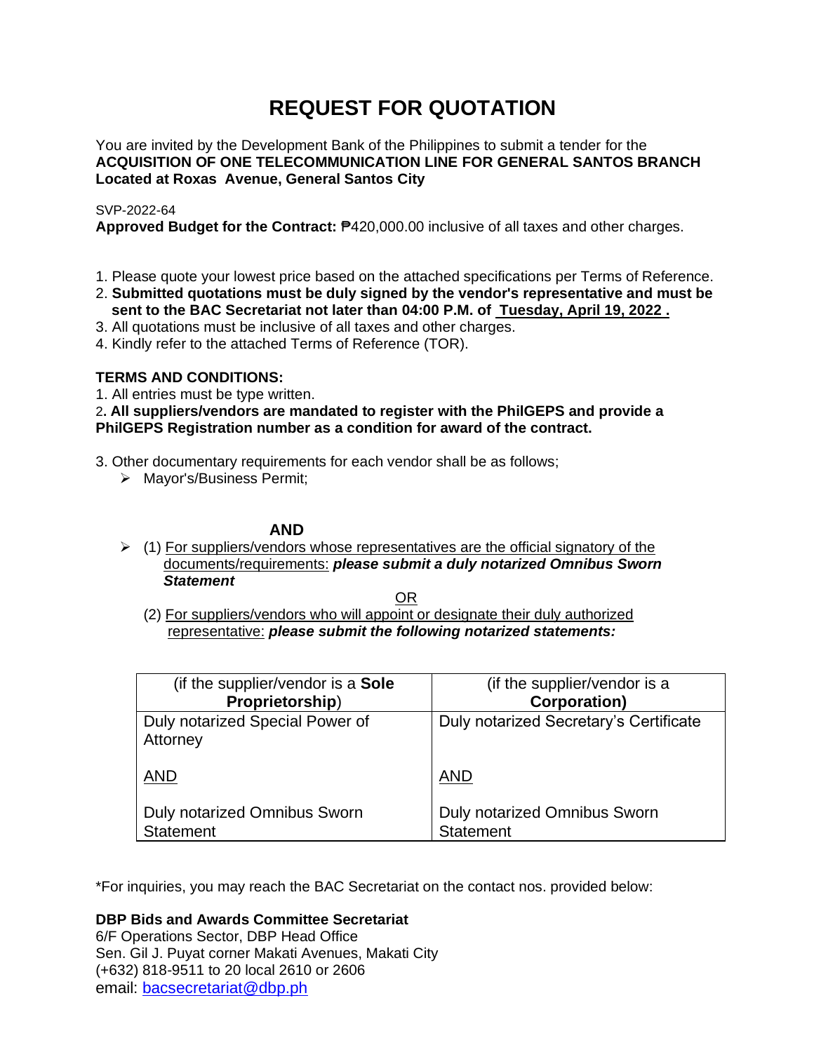# REQUEST FOR QUOTATION

You are invited by the Development Bank of the Philippines to submit a tender for the **ACQUISITION OF ONE TELECOMMUNICATION LINE FOR GENERAL SANTOS BRANCH Located at Roxas Avenue, General Santos City**

SVP-2022-64

**Approved Budget for the Contract:** ₱420,000.00 inclusive of all taxes and other charges.

1. Please quote your lowest price based on the attached specifications per Terms of Reference.
2. **Submitted quotations must be duly signed by the vendor's representative and must be sent to the BAC Secretariat not later than 04:00 P.M. of <u>Tuesday, April 19, 2022 .</u>**
3. All quotations must be inclusive of all taxes and other charges.
4. Kindly refer to the attached Terms of Reference (TOR).

**TERMS AND CONDITIONS:**

1. All entries must be type written.
2. **All suppliers/vendors are mandated to register with the PhilGEPS and provide a PhilGEPS Registration number as a condition for award of the contract.**
3. Other documentary requirements for each vendor shall be as follows;
   - Mayor's/Business Permit;

**AND**

- (1) <u>For suppliers/vendors whose representatives are the official signatory of the documents/requirements:</u> ***please submit a duly notarized Omnibus Sworn Statement***

<u>OR</u>

(2) <u>For suppliers/vendors who will appoint or designate their duly authorized representative:</u> ***please submit the following notarized statements:***

| (if the supplier/vendor is a **Sole Proprietorship**) | (if the supplier/vendor is a **Corporation)** |
|---|---|
| Duly notarized Special Power of Attorney<br><br><u>AND</u><br><br>Duly notarized Omnibus Sworn Statement | Duly notarized Secretary's Certificate<br><br><u>AND</u><br><br>Duly notarized Omnibus Sworn Statement |

*For inquiries, you may reach the BAC Secretariat on the contact nos. provided below:

**DBP Bids and Awards Committee Secretariat**
6/F Operations Sector, DBP Head Office
Sen. Gil J. Puyat corner Makati Avenues, Makati City
(+632) 818-9511 to 20 local 2610 or 2606
email: bacsecretariat@dbp.ph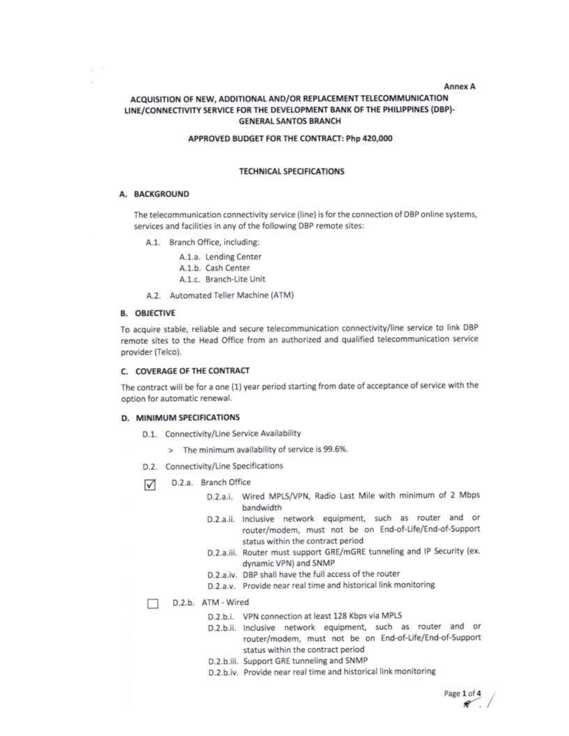Annex A

# ACQUISITION OF NEW, ADDITIONAL AND/OR REPLACEMENT TELECOMMUNICATION LINE/CONNECTIVITY SERVICE FOR THE DEVELOPMENT BANK OF THE PHILIPPINES (DBP)-GENERAL SANTOS BRANCH

**APPROVED BUDGET FOR THE CONTRACT: Php 420,000**

## TECHNICAL SPECIFICATIONS

### A. BACKGROUND

The telecommunication connectivity service (line) is for the connection of DBP online systems, services and facilities in any of the following DBP remote sites:

- A.1. Branch Office, including:
  - A.1.a. Lending Center
  - A.1.b. Cash Center
  - A.1.c. Branch-Lite Unit
- A.2. Automated Teller Machine (ATM)

### B. OBJECTIVE

To acquire stable, reliable and secure telecommunication connectivity/line service to link DBP remote sites to the Head Office from an authorized and qualified telecommunication service provider (Telco).

### C. COVERAGE OF THE CONTRACT

The contract will be for a one (1) year period starting from date of acceptance of service with the option for automatic renewal.

### D. MINIMUM SPECIFICATIONS

- D.1. Connectivity/Line Service Availability
  - > The minimum availability of service is 99.6%.
- D.2. Connectivity/Line Specifications

☑ D.2.a. Branch Office

- D.2.a.i. Wired MPLS/VPN, Radio Last Mile with minimum of 2 Mbps bandwidth
- D.2.a.ii. Inclusive network equipment, such as router and or router/modem, must not be on End-of-Life/End-of-Support status within the contract period
- D.2.a.iii. Router must support GRE/mGRE tunneling and IP Security (ex. dynamic VPN) and SNMP
- D.2.a.iv. DBP shall have the full access of the router
- D.2.a.v. Provide near real time and historical link monitoring

☐ D.2.b. ATM - Wired

- D.2.b.i. VPN connection at least 128 Kbps via MPLS
- D.2.b.ii. Inclusive network equipment, such as router and or router/modem, must not be on End-of-Life/End-of-Support status within the contract period
- D.2.b.iii. Support GRE tunneling and SNMP
- D.2.b.iv. Provide near real time and historical link monitoring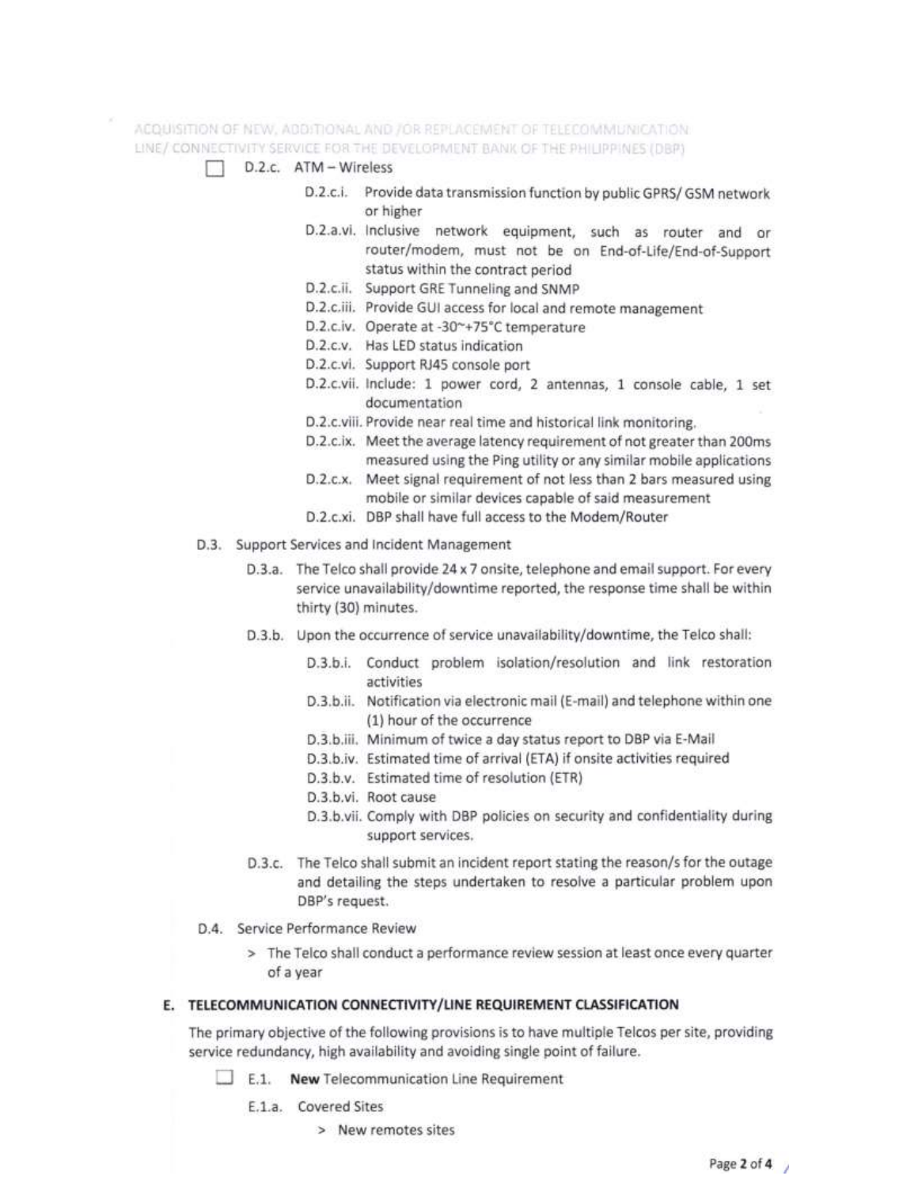- [ ] D.2.c. ATM – Wireless

    - D.2.c.i. Provide data transmission function by public GPRS/ GSM network or higher
    - D.2.a.vi. Inclusive network equipment, such as router and or router/modem, must not be on End-of-Life/End-of-Support status within the contract period
    - D.2.c.ii. Support GRE Tunneling and SNMP
    - D.2.c.iii. Provide GUI access for local and remote management
    - D.2.c.iv. Operate at -30~+75°C temperature
    - D.2.c.v. Has LED status indication
    - D.2.c.vi. Support RJ45 console port
    - D.2.c.vii. Include: 1 power cord, 2 antennas, 1 console cable, 1 set documentation
    - D.2.c.viii. Provide near real time and historical link monitoring.
    - D.2.c.ix. Meet the average latency requirement of not greater than 200ms measured using the Ping utility or any similar mobile applications
    - D.2.c.x. Meet signal requirement of not less than 2 bars measured using mobile or similar devices capable of said measurement
    - D.2.c.xi. DBP shall have full access to the Modem/Router

D.3. Support Services and Incident Management

- D.3.a. The Telco shall provide 24 x 7 onsite, telephone and email support. For every service unavailability/downtime reported, the response time shall be within thirty (30) minutes.
- D.3.b. Upon the occurrence of service unavailability/downtime, the Telco shall:
    - D.3.b.i. Conduct problem isolation/resolution and link restoration activities
    - D.3.b.ii. Notification via electronic mail (E-mail) and telephone within one (1) hour of the occurrence
    - D.3.b.iii. Minimum of twice a day status report to DBP via E-Mail
    - D.3.b.iv. Estimated time of arrival (ETA) if onsite activities required
    - D.3.b.v. Estimated time of resolution (ETR)
    - D.3.b.vi. Root cause
    - D.3.b.vii. Comply with DBP policies on security and confidentiality during support services.
- D.3.c. The Telco shall submit an incident report stating the reason/s for the outage and detailing the steps undertaken to resolve a particular problem upon DBP's request.

D.4. Service Performance Review

> The Telco shall conduct a performance review session at least once every quarter of a year

## E. TELECOMMUNICATION CONNECTIVITY/LINE REQUIREMENT CLASSIFICATION

The primary objective of the following provisions is to have multiple Telcos per site, providing service redundancy, high availability and avoiding single point of failure.

- [ ] E.1. **New** Telecommunication Line Requirement

    E.1.a. Covered Sites

    > New remotes sites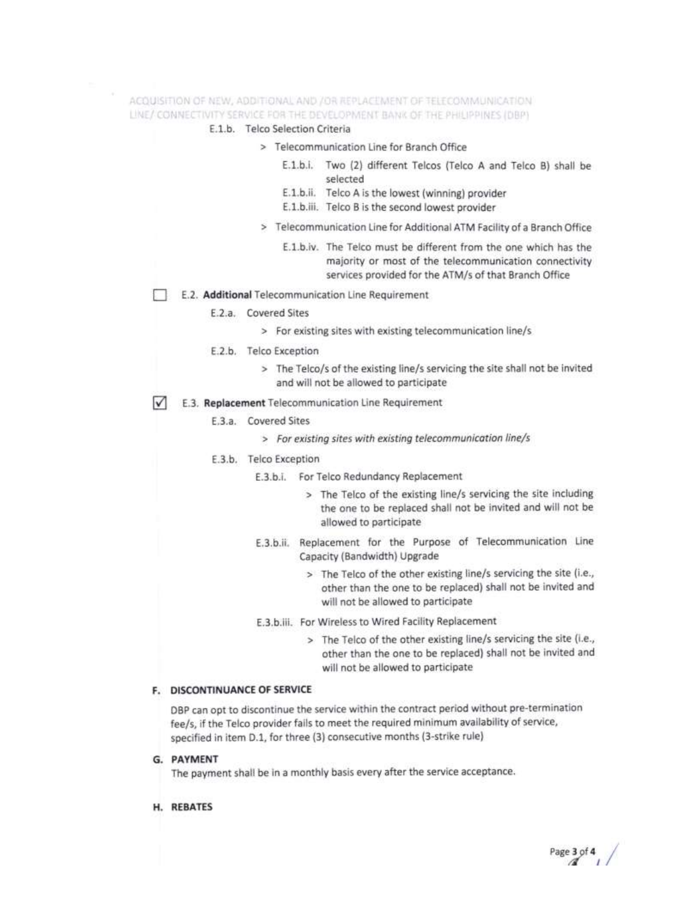E.1.b. Telco Selection Criteria

> Telecommunication Line for Branch Office

E.1.b.i. Two (2) different Telcos (Telco A and Telco B) shall be selected

E.1.b.ii. Telco A is the lowest (winning) provider

E.1.b.iii. Telco B is the second lowest provider

> Telecommunication Line for Additional ATM Facility of a Branch Office

E.1.b.iv. The Telco must be different from the one which has the majority or most of the telecommunication connectivity services provided for the ATM/s of that Branch Office

☐ E.2. **Additional** Telecommunication Line Requirement

E.2.a. Covered Sites

> For existing sites with existing telecommunication line/s

E.2.b. Telco Exception

> The Telco/s of the existing line/s servicing the site shall not be invited and will not be allowed to participate

☑ E.3. **Replacement** Telecommunication Line Requirement

E.3.a. Covered Sites

> *For existing sites with existing telecommunication line/s*

E.3.b. Telco Exception

E.3.b.i. For Telco Redundancy Replacement

> The Telco of the existing line/s servicing the site including the one to be replaced shall not be invited and will not be allowed to participate

E.3.b.ii. Replacement for the Purpose of Telecommunication Line Capacity (Bandwidth) Upgrade

> The Telco of the other existing line/s servicing the site (i.e., other than the one to be replaced) shall not be invited and will not be allowed to participate

E.3.b.iii. For Wireless to Wired Facility Replacement

> The Telco of the other existing line/s servicing the site (i.e., other than the one to be replaced) shall not be invited and will not be allowed to participate

## F. DISCONTINUANCE OF SERVICE

DBP can opt to discontinue the service within the contract period without pre-termination fee/s, if the Telco provider fails to meet the required minimum availability of service, specified in item D.1, for three (3) consecutive months (3-strike rule)

## G. PAYMENT

The payment shall be in a monthly basis every after the service acceptance.

## H. REBATES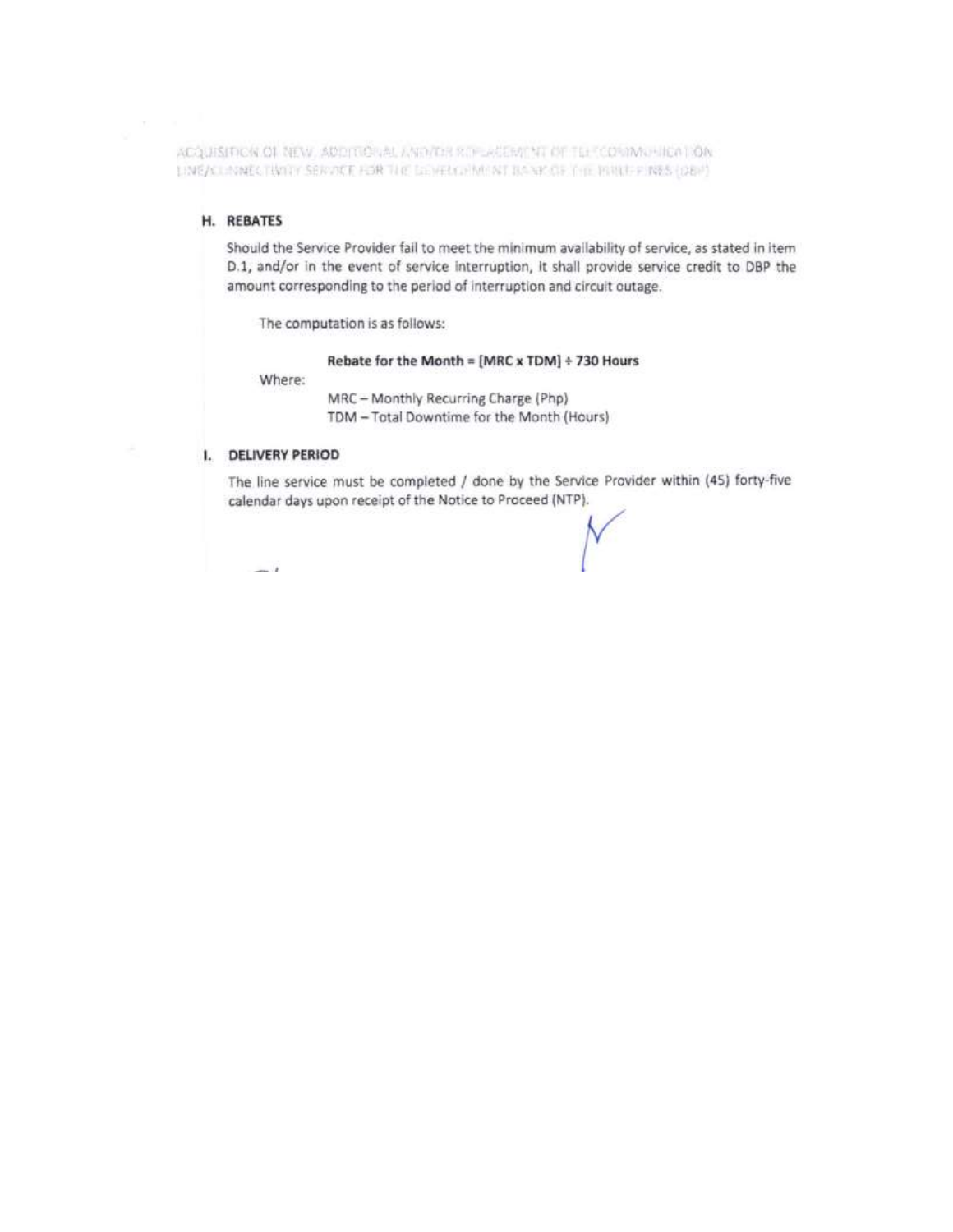## H. REBATES

Should the Service Provider fail to meet the minimum availability of service, as stated in item D.1, and/or in the event of service interruption, it shall provide service credit to DBP the amount corresponding to the period of interruption and circuit outage.

The computation is as follows:

**Rebate for the Month = [MRC x TDM] ÷ 730 Hours**

Where:

MRC – Monthly Recurring Charge (Php)
TDM – Total Downtime for the Month (Hours)

## I. DELIVERY PERIOD

The line service must be completed / done by the Service Provider within (45) forty-five calendar days upon receipt of the Notice to Proceed (NTP).